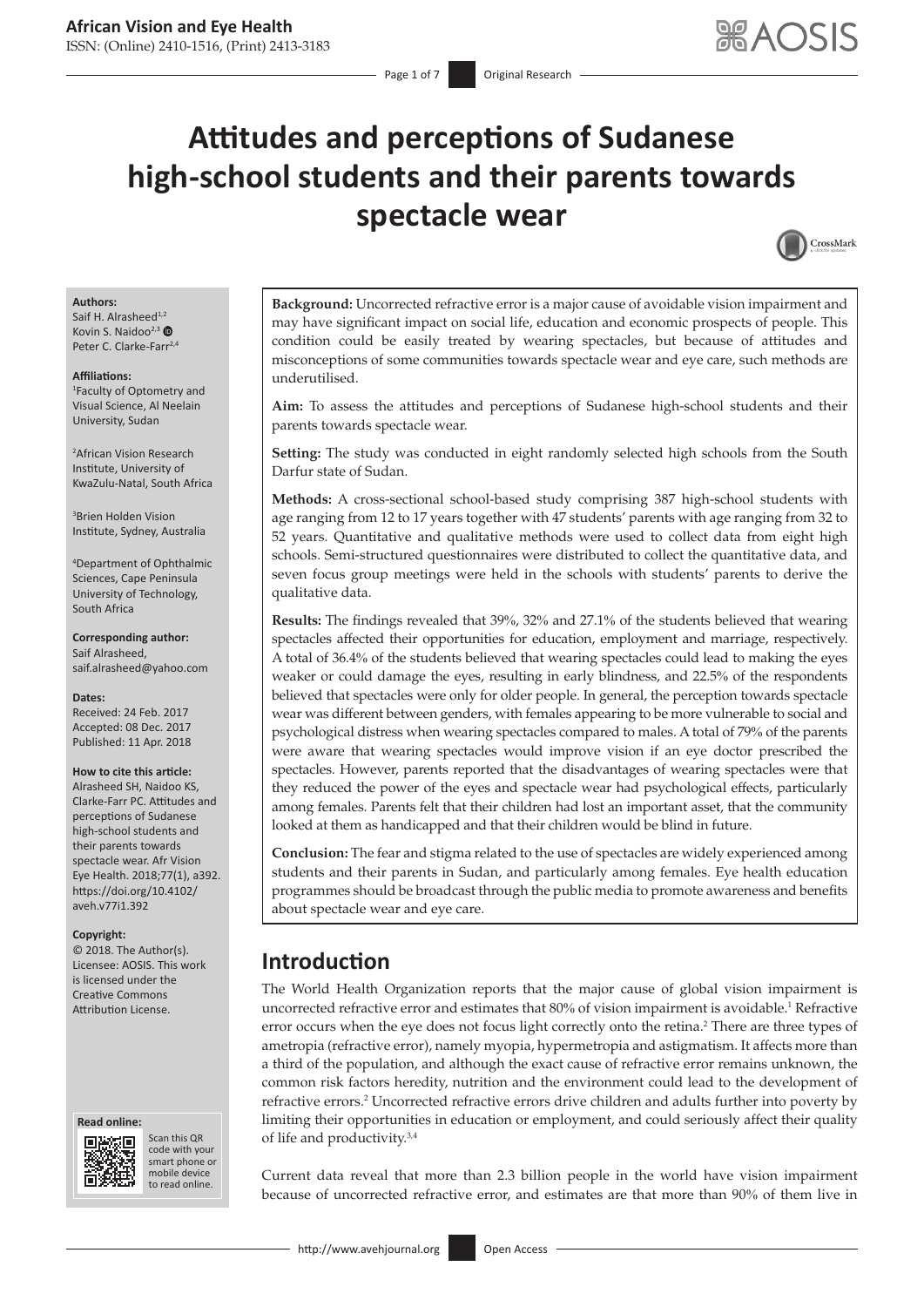# Attitudes and perceptions of Sudanese high-school students and their parents towards spectacle wear

**Authors:**
Saif H. Alrasheed[1,2]
Kovin S. Naidoo[2,3]
Peter C. Clarke-Farr[2,4]

**Affiliations:**
[1]Faculty of Optometry and Visual Science, Al Neelain University, Sudan

[2]African Vision Research Institute, University of KwaZulu-Natal, South Africa

[3]Brien Holden Vision Institute, Sydney, Australia

[4]Department of Ophthalmic Sciences, Cape Peninsula University of Technology, South Africa

**Corresponding author:**
Saif Alrasheed,
saif.alrasheed@yahoo.com

**Dates:**
Received: 24 Feb. 2017
Accepted: 08 Dec. 2017
Published: 11 Apr. 2018

**How to cite this article:**
Alrasheed SH, Naidoo KS, Clarke-Farr PC. Attitudes and perceptions of Sudanese high-school students and their parents towards spectacle wear. Afr Vision Eye Health. 2018;77(1), a392. https://doi.org/10.4102/aveh.v77i1.392

**Copyright:**
© 2018. The Author(s). Licensee: AOSIS. This work is licensed under the Creative Commons Attribution License.

**Read online:**
Scan this QR code with your smart phone or mobile device to read online.

**Background:** Uncorrected refractive error is a major cause of avoidable vision impairment and may have significant impact on social life, education and economic prospects of people. This condition could be easily treated by wearing spectacles, but because of attitudes and misconceptions of some communities towards spectacle wear and eye care, such methods are underutilised.

**Aim:** To assess the attitudes and perceptions of Sudanese high-school students and their parents towards spectacle wear.

**Setting:** The study was conducted in eight randomly selected high schools from the South Darfur state of Sudan.

**Methods:** A cross-sectional school-based study comprising 387 high-school students with age ranging from 12 to 17 years together with 47 students' parents with age ranging from 32 to 52 years. Quantitative and qualitative methods were used to collect data from eight high schools. Semi-structured questionnaires were distributed to collect the quantitative data, and seven focus group meetings were held in the schools with students' parents to derive the qualitative data.

**Results:** The findings revealed that 39%, 32% and 27.1% of the students believed that wearing spectacles affected their opportunities for education, employment and marriage, respectively. A total of 36.4% of the students believed that wearing spectacles could lead to making the eyes weaker or could damage the eyes, resulting in early blindness, and 22.5% of the respondents believed that spectacles were only for older people. In general, the perception towards spectacle wear was different between genders, with females appearing to be more vulnerable to social and psychological distress when wearing spectacles compared to males. A total of 79% of the parents were aware that wearing spectacles would improve vision if an eye doctor prescribed the spectacles. However, parents reported that the disadvantages of wearing spectacles were that they reduced the power of the eyes and spectacle wear had psychological effects, particularly among females. Parents felt that their children had lost an important asset, that the community looked at them as handicapped and that their children would be blind in future.

**Conclusion:** The fear and stigma related to the use of spectacles are widely experienced among students and their parents in Sudan, and particularly among females. Eye health education programmes should be broadcast through the public media to promote awareness and benefits about spectacle wear and eye care.

## Introduction

The World Health Organization reports that the major cause of global vision impairment is uncorrected refractive error and estimates that 80% of vision impairment is avoidable.[1] Refractive error occurs when the eye does not focus light correctly onto the retina.[2] There are three types of ametropia (refractive error), namely myopia, hypermetropia and astigmatism. It affects more than a third of the population, and although the exact cause of refractive error remains unknown, the common risk factors heredity, nutrition and the environment could lead to the development of refractive errors.[2] Uncorrected refractive errors drive children and adults further into poverty by limiting their opportunities in education or employment, and could seriously affect their quality of life and productivity.[3,4]

Current data reveal that more than 2.3 billion people in the world have vision impairment because of uncorrected refractive error, and estimates are that more than 90% of them live in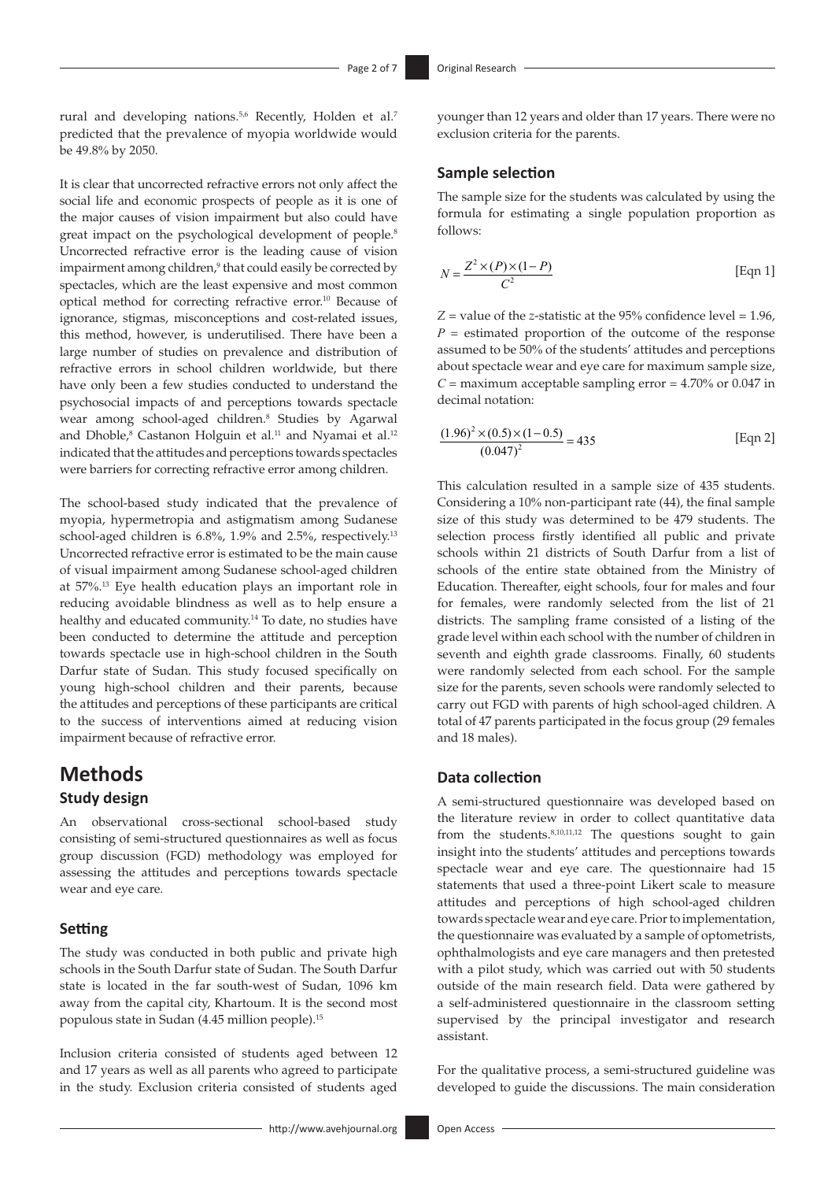rural and developing nations.[5,6] Recently, Holden et al.[7] predicted that the prevalence of myopia worldwide would be 49.8% by 2050.

It is clear that uncorrected refractive errors not only affect the social life and economic prospects of people as it is one of the major causes of vision impairment but also could have great impact on the psychological development of people.[8] Uncorrected refractive error is the leading cause of vision impairment among children,[9] that could easily be corrected by spectacles, which are the least expensive and most common optical method for correcting refractive error.[10] Because of ignorance, stigmas, misconceptions and cost-related issues, this method, however, is underutilised. There have been a large number of studies on prevalence and distribution of refractive errors in school children worldwide, but there have only been a few studies conducted to understand the psychosocial impacts of and perceptions towards spectacle wear among school-aged children.[8] Studies by Agarwal and Dhoble,[8] Castanon Holguin et al.[11] and Nyamai et al.[12] indicated that the attitudes and perceptions towards spectacles were barriers for correcting refractive error among children.

The school-based study indicated that the prevalence of myopia, hypermetropia and astigmatism among Sudanese school-aged children is 6.8%, 1.9% and 2.5%, respectively.[13] Uncorrected refractive error is estimated to be the main cause of visual impairment among Sudanese school-aged children at 57%.[13] Eye health education plays an important role in reducing avoidable blindness as well as to help ensure a healthy and educated community.[14] To date, no studies have been conducted to determine the attitude and perception towards spectacle use in high-school children in the South Darfur state of Sudan. This study focused specifically on young high-school children and their parents, because the attitudes and perceptions of these participants are critical to the success of interventions aimed at reducing vision impairment because of refractive error.

# Methods

## Study design

An observational cross-sectional school-based study consisting of semi-structured questionnaires as well as focus group discussion (FGD) methodology was employed for assessing the attitudes and perceptions towards spectacle wear and eye care.

## Setting

The study was conducted in both public and private high schools in the South Darfur state of Sudan. The South Darfur state is located in the far south-west of Sudan, 1096 km away from the capital city, Khartoum. It is the second most populous state in Sudan (4.45 million people).[15]

Inclusion criteria consisted of students aged between 12 and 17 years as well as all parents who agreed to participate in the study. Exclusion criteria consisted of students aged younger than 12 years and older than 17 years. There were no exclusion criteria for the parents.

## Sample selection

The sample size for the students was calculated by using the formula for estimating a single population proportion as follows:

$$N = \frac{Z^2 \times (P) \times (1 - P)}{C^2} \quad \text{[Eqn 1]}$$

$Z$ = value of the $z$-statistic at the 95% confidence level = 1.96, $P$ = estimated proportion of the outcome of the response assumed to be 50% of the students' attitudes and perceptions about spectacle wear and eye care for maximum sample size, $C$ = maximum acceptable sampling error = 4.70% or 0.047 in decimal notation:

$$\frac{(1.96)^2 \times (0.5) \times (1 - 0.5)}{(0.047)^2} = 435 \quad \text{[Eqn 2]}$$

This calculation resulted in a sample size of 435 students. Considering a 10% non-participant rate (44), the final sample size of this study was determined to be 479 students. The selection process firstly identified all public and private schools within 21 districts of South Darfur from a list of schools of the entire state obtained from the Ministry of Education. Thereafter, eight schools, four for males and four for females, were randomly selected from the list of 21 districts. The sampling frame consisted of a listing of the grade level within each school with the number of children in seventh and eighth grade classrooms. Finally, 60 students were randomly selected from each school. For the sample size for the parents, seven schools were randomly selected to carry out FGD with parents of high school-aged children. A total of 47 parents participated in the focus group (29 females and 18 males).

## Data collection

A semi-structured questionnaire was developed based on the literature review in order to collect quantitative data from the students.[8,10,11,12] The questions sought to gain insight into the students' attitudes and perceptions towards spectacle wear and eye care. The questionnaire had 15 statements that used a three-point Likert scale to measure attitudes and perceptions of high school-aged children towards spectacle wear and eye care. Prior to implementation, the questionnaire was evaluated by a sample of optometrists, ophthalmologists and eye care managers and then pretested with a pilot study, which was carried out with 50 students outside of the main research field. Data were gathered by a self-administered questionnaire in the classroom setting supervised by the principal investigator and research assistant.

For the qualitative process, a semi-structured guideline was developed to guide the discussions. The main consideration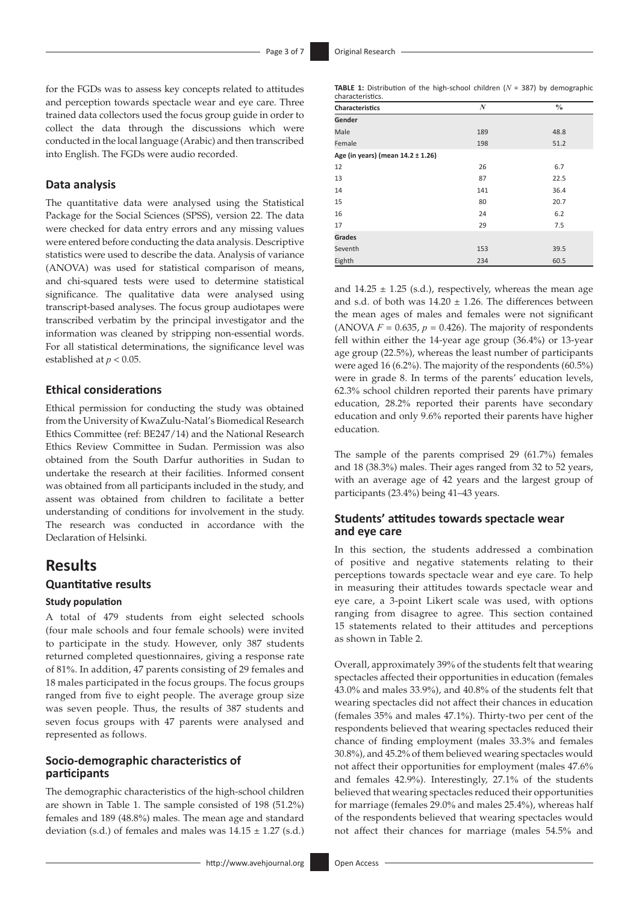for the FGDs was to assess key concepts related to attitudes and perception towards spectacle wear and eye care. Three trained data collectors used the focus group guide in order to collect the data through the discussions which were conducted in the local language (Arabic) and then transcribed into English. The FGDs were audio recorded.

### Data analysis

The quantitative data were analysed using the Statistical Package for the Social Sciences (SPSS), version 22. The data were checked for data entry errors and any missing values were entered before conducting the data analysis. Descriptive statistics were used to describe the data. Analysis of variance (ANOVA) was used for statistical comparison of means, and chi-squared tests were used to determine statistical significance. The qualitative data were analysed using transcript-based analyses. The focus group audiotapes were transcribed verbatim by the principal investigator and the information was cleaned by stripping non-essential words. For all statistical determinations, the significance level was established at $p < 0.05$.

### Ethical considerations

Ethical permission for conducting the study was obtained from the University of KwaZulu-Natal's Biomedical Research Ethics Committee (ref: BE247/14) and the National Research Ethics Review Committee in Sudan. Permission was also obtained from the South Darfur authorities in Sudan to undertake the research at their facilities. Informed consent was obtained from all participants included in the study, and assent was obtained from children to facilitate a better understanding of conditions for involvement in the study. The research was conducted in accordance with the Declaration of Helsinki.

# Results

## Quantitative results

#### Study population

A total of 479 students from eight selected schools (four male schools and four female schools) were invited to participate in the study. However, only 387 students returned completed questionnaires, giving a response rate of 81%. In addition, 47 parents consisting of 29 females and 18 males participated in the focus groups. The focus groups ranged from five to eight people. The average group size was seven people. Thus, the results of 387 students and seven focus groups with 47 parents were analysed and represented as follows.

### Socio-demographic characteristics of participants

The demographic characteristics of the high-school children are shown in Table 1. The sample consisted of 198 (51.2%) females and 189 (48.8%) males. The mean age and standard deviation (s.d.) of females and males was $14.15 \pm 1.27$ (s.d.) and $14.25 \pm 1.25$ (s.d.), respectively, whereas the mean age and s.d. of both was $14.20 \pm 1.26$. The differences between the mean ages of males and females were not significant (ANOVA $F = 0.635$, $p = 0.426$). The majority of respondents fell within either the 14-year age group (36.4%) or 13-year age group (22.5%), whereas the least number of participants were aged 16 (6.2%). The majority of the respondents (60.5%) were in grade 8. In terms of the parents' education levels, 62.3% school children reported their parents have primary education, 28.2% reported their parents have secondary education and only 9.6% reported their parents have higher education.

**TABLE 1:** Distribution of the high-school children ($N$ = 387) by demographic characteristics.

| Characteristics | $N$ | % |
|---|---|---|
| **Gender** | | |
| Male | 189 | 48.8 |
| Female | 198 | 51.2 |
| **Age (in years) (mean 14.2 ± 1.26)** | | |
| 12 | 26 | 6.7 |
| 13 | 87 | 22.5 |
| 14 | 141 | 36.4 |
| 15 | 80 | 20.7 |
| 16 | 24 | 6.2 |
| 17 | 29 | 7.5 |
| **Grades** | | |
| Seventh | 153 | 39.5 |
| Eighth | 234 | 60.5 |

The sample of the parents comprised 29 (61.7%) females and 18 (38.3%) males. Their ages ranged from 32 to 52 years, with an average age of 42 years and the largest group of participants (23.4%) being 41–43 years.

### Students' attitudes towards spectacle wear and eye care

In this section, the students addressed a combination of positive and negative statements relating to their perceptions towards spectacle wear and eye care. To help in measuring their attitudes towards spectacle wear and eye care, a 3-point Likert scale was used, with options ranging from disagree to agree. This section contained 15 statements related to their attitudes and perceptions as shown in Table 2.

Overall, approximately 39% of the students felt that wearing spectacles affected their opportunities in education (females 43.0% and males 33.9%), and 40.8% of the students felt that wearing spectacles did not affect their chances in education (females 35% and males 47.1%). Thirty-two per cent of the respondents believed that wearing spectacles reduced their chance of finding employment (males 33.3% and females 30.8%), and 45.2% of them believed wearing spectacles would not affect their opportunities for employment (males 47.6% and females 42.9%). Interestingly, 27.1% of the students believed that wearing spectacles reduced their opportunities for marriage (females 29.0% and males 25.4%), whereas half of the respondents believed that wearing spectacles would not affect their chances for marriage (males 54.5% and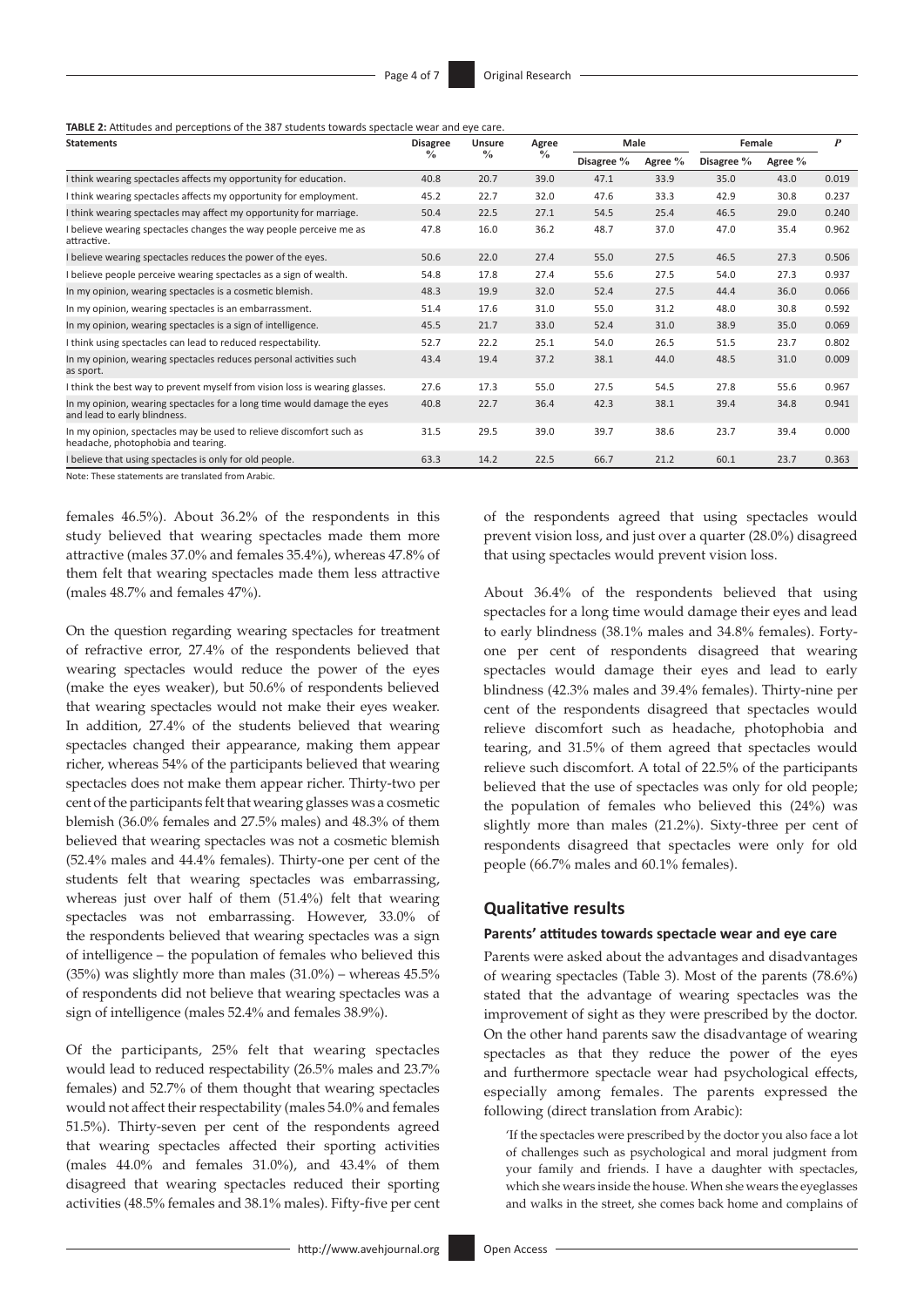**TABLE 2:** Attitudes and perceptions of the 387 students towards spectacle wear and eye care.

| Statements | Disagree % | Unsure % | Agree % | Male | | Female | | *P* |
|---|---|---|---|---|---|---|---|---|
| | | | | Disagree % | Agree % | Disagree % | Agree % | |
| I think wearing spectacles affects my opportunity for education. | 40.8 | 20.7 | 39.0 | 47.1 | 33.9 | 35.0 | 43.0 | 0.019 |
| I think wearing spectacles affects my opportunity for employment. | 45.2 | 22.7 | 32.0 | 47.6 | 33.3 | 42.9 | 30.8 | 0.237 |
| I think wearing spectacles may affect my opportunity for marriage. | 50.4 | 22.5 | 27.1 | 54.5 | 25.4 | 46.5 | 29.0 | 0.240 |
| I believe wearing spectacles changes the way people perceive me as attractive. | 47.8 | 16.0 | 36.2 | 48.7 | 37.0 | 47.0 | 35.4 | 0.962 |
| I believe wearing spectacles reduces the power of the eyes. | 50.6 | 22.0 | 27.4 | 55.0 | 27.5 | 46.5 | 27.3 | 0.506 |
| I believe people perceive wearing spectacles as a sign of wealth. | 54.8 | 17.8 | 27.4 | 55.6 | 27.5 | 54.0 | 27.3 | 0.937 |
| In my opinion, wearing spectacles is a cosmetic blemish. | 48.3 | 19.9 | 32.0 | 52.4 | 27.5 | 44.4 | 36.0 | 0.066 |
| In my opinion, wearing spectacles is an embarrassment. | 51.4 | 17.6 | 31.0 | 55.0 | 31.2 | 48.0 | 30.8 | 0.592 |
| In my opinion, wearing spectacles is a sign of intelligence. | 45.5 | 21.7 | 33.0 | 52.4 | 31.0 | 38.9 | 35.0 | 0.069 |
| I think using spectacles can lead to reduced respectability. | 52.7 | 22.2 | 25.1 | 54.0 | 26.5 | 51.5 | 23.7 | 0.802 |
| In my opinion, wearing spectacles reduces personal activities such as sport. | 43.4 | 19.4 | 37.2 | 38.1 | 44.0 | 48.5 | 31.0 | 0.009 |
| I think the best way to prevent myself from vision loss is wearing glasses. | 27.6 | 17.3 | 55.0 | 27.5 | 54.5 | 27.8 | 55.6 | 0.967 |
| In my opinion, wearing spectacles for a long time would damage the eyes and lead to early blindness. | 40.8 | 22.7 | 36.4 | 42.3 | 38.1 | 39.4 | 34.8 | 0.941 |
| In my opinion, spectacles may be used to relieve discomfort such as headache, photophobia and tearing. | 31.5 | 29.5 | 39.0 | 39.7 | 38.6 | 23.7 | 39.4 | 0.000 |
| I believe that using spectacles is only for old people. | 63.3 | 14.2 | 22.5 | 66.7 | 21.2 | 60.1 | 23.7 | 0.363 |

Note: These statements are translated from Arabic.

females 46.5%). About 36.2% of the respondents in this study believed that wearing spectacles made them more attractive (males 37.0% and females 35.4%), whereas 47.8% of them felt that wearing spectacles made them less attractive (males 48.7% and females 47%).

On the question regarding wearing spectacles for treatment of refractive error, 27.4% of the respondents believed that wearing spectacles would reduce the power of the eyes (make the eyes weaker), but 50.6% of respondents believed that wearing spectacles would not make their eyes weaker. In addition, 27.4% of the students believed that wearing spectacles changed their appearance, making them appear richer, whereas 54% of the participants believed that wearing spectacles does not make them appear richer. Thirty-two per cent of the participants felt that wearing glasses was a cosmetic blemish (36.0% females and 27.5% males) and 48.3% of them believed that wearing spectacles was not a cosmetic blemish (52.4% males and 44.4% females). Thirty-one per cent of the students felt that wearing spectacles was embarrassing, whereas just over half of them (51.4%) felt that wearing spectacles was not embarrassing. However, 33.0% of the respondents believed that wearing spectacles was a sign of intelligence – the population of females who believed this (35%) was slightly more than males (31.0%) – whereas 45.5% of respondents did not believe that wearing spectacles was a sign of intelligence (males 52.4% and females 38.9%).

Of the participants, 25% felt that wearing spectacles would lead to reduced respectability (26.5% males and 23.7% females) and 52.7% of them thought that wearing spectacles would not affect their respectability (males 54.0% and females 51.5%). Thirty-seven per cent of the respondents agreed that wearing spectacles affected their sporting activities (males 44.0% and females 31.0%), and 43.4% of them disagreed that wearing spectacles reduced their sporting activities (48.5% females and 38.1% males). Fifty-five per cent of the respondents agreed that using spectacles would prevent vision loss, and just over a quarter (28.0%) disagreed that using spectacles would prevent vision loss.

About 36.4% of the respondents believed that using spectacles for a long time would damage their eyes and lead to early blindness (38.1% males and 34.8% females). Forty-one per cent of respondents disagreed that wearing spectacles would damage their eyes and lead to early blindness (42.3% males and 39.4% females). Thirty-nine per cent of the respondents disagreed that spectacles would relieve discomfort such as headache, photophobia and tearing, and 31.5% of them agreed that spectacles would relieve such discomfort. A total of 22.5% of the participants believed that the use of spectacles was only for old people; the population of females who believed this (24%) was slightly more than males (21.2%). Sixty-three per cent of respondents disagreed that spectacles were only for old people (66.7% males and 60.1% females).

## Qualitative results

### Parents' attitudes towards spectacle wear and eye care

Parents were asked about the advantages and disadvantages of wearing spectacles (Table 3). Most of the parents (78.6%) stated that the advantage of wearing spectacles was the improvement of sight as they were prescribed by the doctor. On the other hand parents saw the disadvantage of wearing spectacles as that they reduce the power of the eyes and furthermore spectacle wear had psychological effects, especially among females. The parents expressed the following (direct translation from Arabic):

> 'If the spectacles were prescribed by the doctor you also face a lot of challenges such as psychological and moral judgment from your family and friends. I have a daughter with spectacles, which she wears inside the house. When she wears the eyeglasses and walks in the street, she comes back home and complains of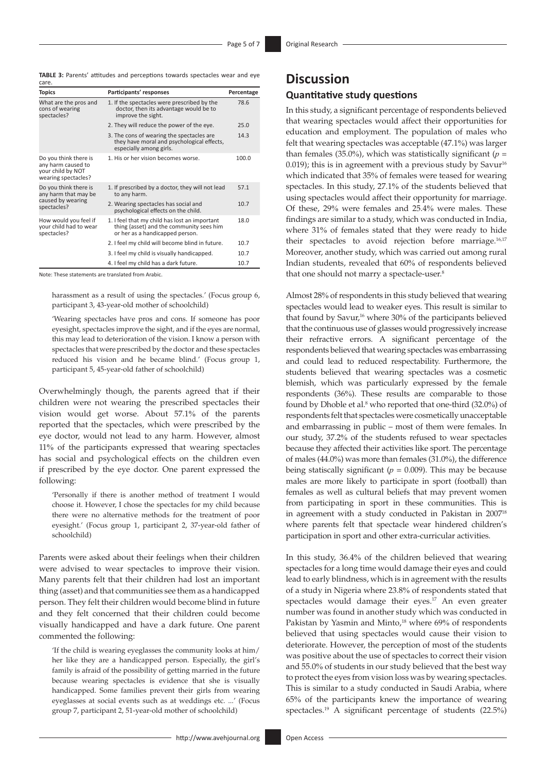**TABLE 3:** Parents' attitudes and perceptions towards spectacles wear and eye care.

| Topics | Participants' responses | Percentage |
|---|---|---|
| What are the pros and cons of wearing spectacles? | 1. If the spectacles were prescribed by the doctor, then its advantage would be to improve the sight. | 78.6 |
| | 2. They will reduce the power of the eye. | 25.0 |
| | 3. The cons of wearing the spectacles are they have moral and psychological effects, especially among girls. | 14.3 |
| Do you think there is any harm caused to your child by NOT wearing spectacles? | 1. His or her vision becomes worse. | 100.0 |
| Do you think there is any harm that may be caused by wearing spectacles? | 1. If prescribed by a doctor, they will not lead to any harm. | 57.1 |
| | 2. Wearing spectacles has social and psychological effects on the child. | 10.7 |
| How would you feel if your child had to wear spectacles? | 1. I feel that my child has lost an important thing (asset) and the community sees him or her as a handicapped person. | 18.0 |
| | 2. I feel my child will become blind in future. | 10.7 |
| | 3. I feel my child is visually handicapped. | 10.7 |
| | 4. I feel my child has a dark future. | 10.7 |

Note: These statements are translated from Arabic.

harassment as a result of using the spectacles.' (Focus group 6, participant 3, 43-year-old mother of schoolchild)

'Wearing spectacles have pros and cons. If someone has poor eyesight, spectacles improve the sight, and if the eyes are normal, this may lead to deterioration of the vision. I know a person with spectacles that were prescribed by the doctor and these spectacles reduced his vision and he became blind.' (Focus group 1, participant 5, 45-year-old father of schoolchild)

Overwhelmingly though, the parents agreed that if their children were not wearing the prescribed spectacles their vision would get worse. About 57.1% of the parents reported that the spectacles, which were prescribed by the eye doctor, would not lead to any harm. However, almost 11% of the participants expressed that wearing spectacles has social and psychological effects on the children even if prescribed by the eye doctor. One parent expressed the following:

'Personally if there is another method of treatment I would choose it. However, I chose the spectacles for my child because there were no alternative methods for the treatment of poor eyesight.' (Focus group 1, participant 2, 37-year-old father of schoolchild)

Parents were asked about their feelings when their children were advised to wear spectacles to improve their vision. Many parents felt that their children had lost an important thing (asset) and that communities see them as a handicapped person. They felt their children would become blind in future and they felt concerned that their children could become visually handicapped and have a dark future. One parent commented the following:

'If the child is wearing eyeglasses the community looks at him/her like they are a handicapped person. Especially, the girl's family is afraid of the possibility of getting married in the future because wearing spectacles is evidence that she is visually handicapped. Some families prevent their girls from wearing eyeglasses at social events such as at weddings etc. ...' (Focus group 7, participant 2, 51-year-old mother of schoolchild)

# Discussion

## Quantitative study questions

In this study, a significant percentage of respondents believed that wearing spectacles would affect their opportunities for education and employment. The population of males who felt that wearing spectacles was acceptable (47.1%) was larger than females (35.0%), which was statistically significant ($p = 0.019$); this is in agreement with a previous study by Savur[16] which indicated that 35% of females were teased for wearing spectacles. In this study, 27.1% of the students believed that using spectacles would affect their opportunity for marriage. Of these, 29% were females and 25.4% were males. These findings are similar to a study, which was conducted in India, where 31% of females stated that they were ready to hide their spectacles to avoid rejection before marriage.[16,17] Moreover, another study, which was carried out among rural Indian students, revealed that 60% of respondents believed that one should not marry a spectacle-user.[8]

Almost 28% of respondents in this study believed that wearing spectacles would lead to weaker eyes. This result is similar to that found by Savur,[16] where 30% of the participants believed that the continuous use of glasses would progressively increase their refractive errors. A significant percentage of the respondents believed that wearing spectacles was embarrassing and could lead to reduced respectability. Furthermore, the students believed that wearing spectacles was a cosmetic blemish, which was particularly expressed by the female respondents (36%). These results are comparable to those found by Dhoble et al.[8] who reported that one-third (32.0%) of respondents felt that spectacles were cosmetically unacceptable and embarrassing in public – most of them were females. In our study, 37.2% of the students refused to wear spectacles because they affected their activities like sport. The percentage of males (44.0%) was more than females (31.0%), the difference being statiscally significant ($p = 0.009$). This may be because males are more likely to participate in sport (football) than females as well as cultural beliefs that may prevent women from participating in sport in these communities. This is in agreement with a study conducted in Pakistan in 2007[18] where parents felt that spectacle wear hindered children's participation in sport and other extra-curricular activities.

In this study, 36.4% of the children believed that wearing spectacles for a long time would damage their eyes and could lead to early blindness, which is in agreement with the results of a study in Nigeria where 23.8% of respondents stated that spectacles would damage their eyes.[17] An even greater number was found in another study which was conducted in Pakistan by Yasmin and Minto,[18] where 69% of respondents believed that using spectacles would cause their vision to deteriorate. However, the perception of most of the students was positive about the use of spectacles to correct their vision and 55.0% of students in our study believed that the best way to protect the eyes from vision loss was by wearing spectacles. This is similar to a study conducted in Saudi Arabia, where 65% of the participants knew the importance of wearing spectacles.[19] A significant percentage of students (22.5%)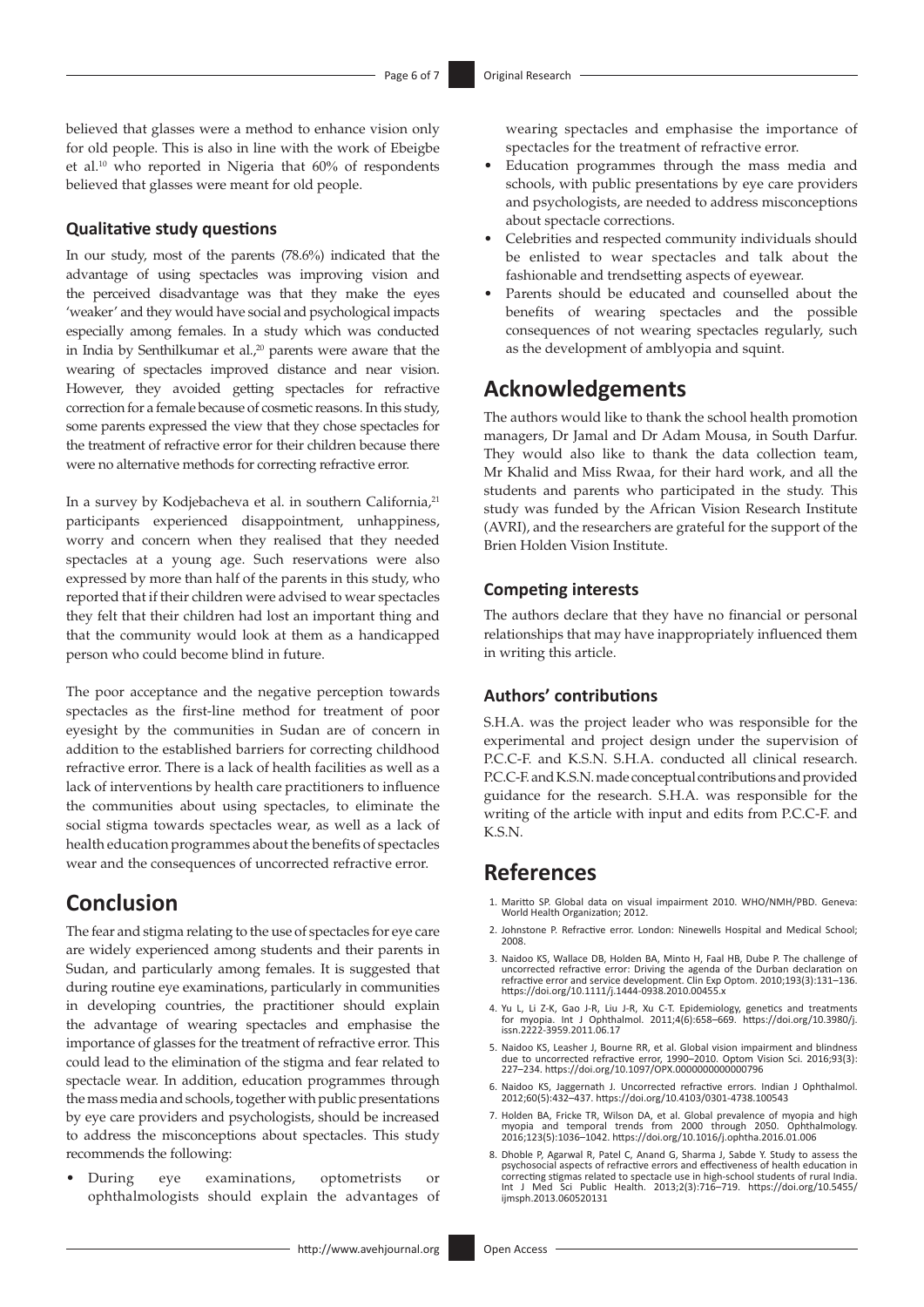believed that glasses were a method to enhance vision only for old people. This is also in line with the work of Ebeigbe et al.[10] who reported in Nigeria that 60% of respondents believed that glasses were meant for old people.

### Qualitative study questions

In our study, most of the parents (78.6%) indicated that the advantage of using spectacles was improving vision and the perceived disadvantage was that they make the eyes 'weaker' and they would have social and psychological impacts especially among females. In a study which was conducted in India by Senthilkumar et al.,[20] parents were aware that the wearing of spectacles improved distance and near vision. However, they avoided getting spectacles for refractive correction for a female because of cosmetic reasons. In this study, some parents expressed the view that they chose spectacles for the treatment of refractive error for their children because there were no alternative methods for correcting refractive error.

In a survey by Kodjebacheva et al. in southern California,[21] participants experienced disappointment, unhappiness, worry and concern when they realised that they needed spectacles at a young age. Such reservations were also expressed by more than half of the parents in this study, who reported that if their children were advised to wear spectacles they felt that their children had lost an important thing and that the community would look at them as a handicapped person who could become blind in future.

The poor acceptance and the negative perception towards spectacles as the first-line method for treatment of poor eyesight by the communities in Sudan are of concern in addition to the established barriers for correcting childhood refractive error. There is a lack of health facilities as well as a lack of interventions by health care practitioners to influence the communities about using spectacles, to eliminate the social stigma towards spectacles wear, as well as a lack of health education programmes about the benefits of spectacles wear and the consequences of uncorrected refractive error.

## Conclusion

The fear and stigma relating to the use of spectacles for eye care are widely experienced among students and their parents in Sudan, and particularly among females. It is suggested that during routine eye examinations, particularly in communities in developing countries, the practitioner should explain the advantage of wearing spectacles and emphasise the importance of glasses for the treatment of refractive error. This could lead to the elimination of the stigma and fear related to spectacle wear. In addition, education programmes through the mass media and schools, together with public presentations by eye care providers and psychologists, should be increased to address the misconceptions about spectacles. This study recommends the following:

- During eye examinations, optometrists or ophthalmologists should explain the advantages of wearing spectacles and emphasise the importance of spectacles for the treatment of refractive error.
- Education programmes through the mass media and schools, with public presentations by eye care providers and psychologists, are needed to address misconceptions about spectacle corrections.
- Celebrities and respected community individuals should be enlisted to wear spectacles and talk about the fashionable and trendsetting aspects of eyewear.
- Parents should be educated and counselled about the benefits of wearing spectacles and the possible consequences of not wearing spectacles regularly, such as the development of amblyopia and squint.

## Acknowledgements

The authors would like to thank the school health promotion managers, Dr Jamal and Dr Adam Mousa, in South Darfur. They would also like to thank the data collection team, Mr Khalid and Miss Rwaa, for their hard work, and all the students and parents who participated in the study. This study was funded by the African Vision Research Institute (AVRI), and the researchers are grateful for the support of the Brien Holden Vision Institute.

### Competing interests

The authors declare that they have no financial or personal relationships that may have inappropriately influenced them in writing this article.

### Authors' contributions

S.H.A. was the project leader who was responsible for the experimental and project design under the supervision of P.C.C-F. and K.S.N. S.H.A. conducted all clinical research. P.C.C-F. and K.S.N. made conceptual contributions and provided guidance for the research. S.H.A. was responsible for the writing of the article with input and edits from P.C.C-F. and K.S.N.

## References

1. Maritto SP. Global data on visual impairment 2010. WHO/NMH/PBD. Geneva: World Health Organization; 2012.
2. Johnstone P. Refractive error. London: Ninewells Hospital and Medical School; 2008.
3. Naidoo KS, Wallace DB, Holden BA, Minto H, Faal HB, Dube P. The challenge of uncorrected refractive error: Driving the agenda of the Durban declaration on refractive error and service development. Clin Exp Optom. 2010;193(3):131–136. https://doi.org/10.1111/j.1444-0938.2010.00455.x
4. Yu L, Li Z-K, Gao J-R, Liu J-R, Xu C-T. Epidemiology, genetics and treatments for myopia. Int J Ophthalmol. 2011;4(6):658–669. https://doi.org/10.3980/j.issn.2222-3959.2011.06.17
5. Naidoo KS, Leasher J, Bourne RR, et al. Global vision impairment and blindness due to uncorrected refractive error, 1990–2010. Optom Vision Sci. 2016;93(3):227–234. https://doi.org/10.1097/OPX.0000000000000796
6. Naidoo KS, Jaggernath J. Uncorrected refractive errors. Indian J Ophthalmol. 2012;60(5):432–437. https://doi.org/10.4103/0301-4738.100543
7. Holden BA, Fricke TR, Wilson DA, et al. Global prevalence of myopia and high myopia and temporal trends from 2000 through 2050. Ophthalmology. 2016;123(5):1036–1042. https://doi.org/10.1016/j.ophtha.2016.01.006
8. Dhoble P, Agarwal R, Patel C, Anand G, Sharma J, Sabde Y. Study to assess the psychosocial aspects of refractive errors and effectiveness of health education in correcting stigmas related to spectacle use in high-school students of rural India. Int J Med Sci Public Health. 2013;2(3):716–719. https://doi.org/10.5455/ijmsph.2013.060520131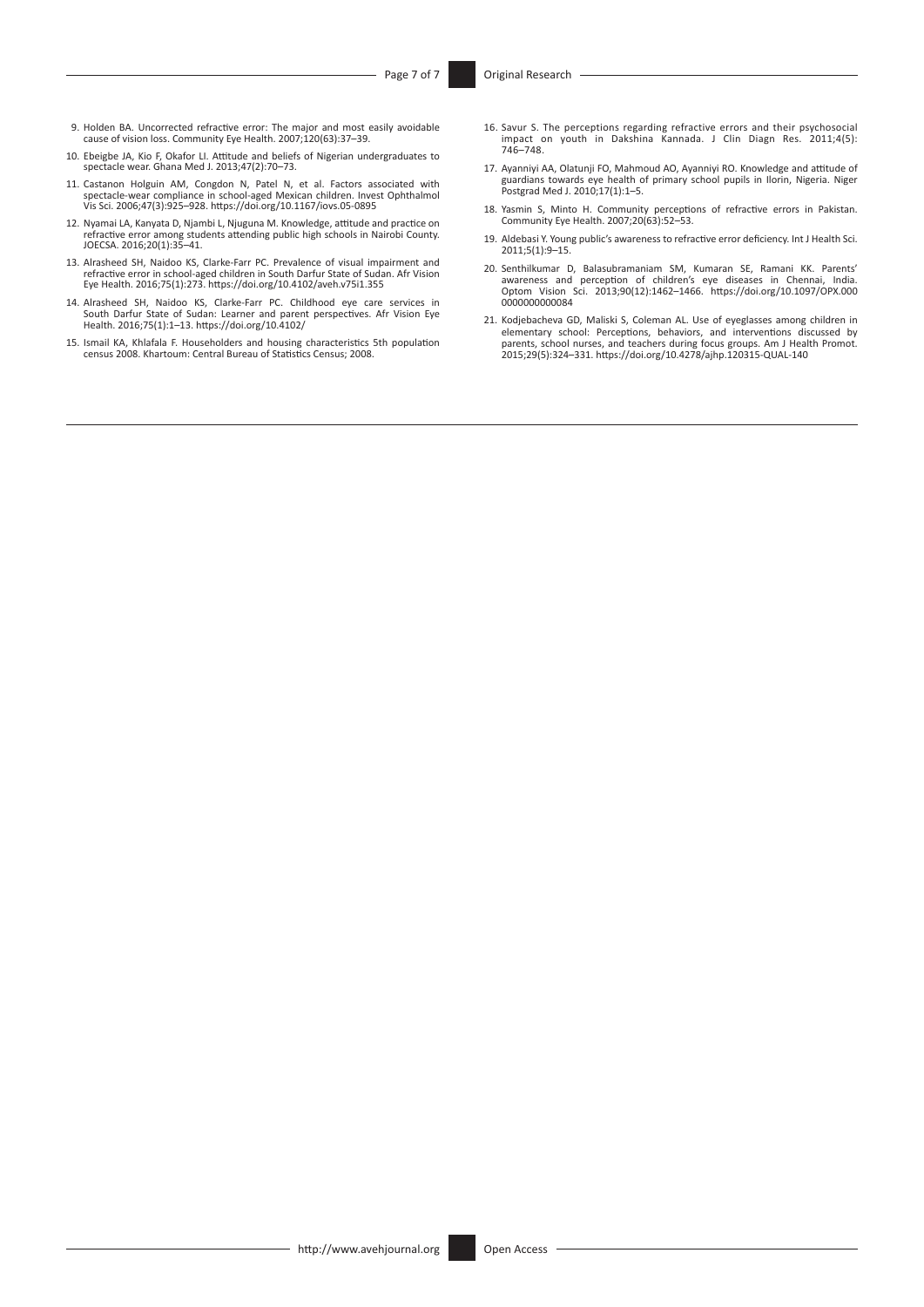9. Holden BA. Uncorrected refractive error: The major and most easily avoidable cause of vision loss. Community Eye Health. 2007;120(63):37–39.

10. Ebeigbe JA, Kio F, Okafor LI. Attitude and beliefs of Nigerian undergraduates to spectacle wear. Ghana Med J. 2013;47(2):70–73.

11. Castanon Holguin AM, Congdon N, Patel N, et al. Factors associated with spectacle-wear compliance in school-aged Mexican children. Invest Ophthalmol Vis Sci. 2006;47(3):925–928. https://doi.org/10.1167/iovs.05-0895

12. Nyamai LA, Kanyata D, Njambi L, Njuguna M. Knowledge, attitude and practice on refractive error among students attending public high schools in Nairobi County. JOECSA. 2016;20(1):35–41.

13. Alrasheed SH, Naidoo KS, Clarke-Farr PC. Prevalence of visual impairment and refractive error in school-aged children in South Darfur State of Sudan. Afr Vision Eye Health. 2016;75(1):273. https://doi.org/10.4102/aveh.v75i1.355

14. Alrasheed SH, Naidoo KS, Clarke-Farr PC. Childhood eye care services in South Darfur State of Sudan: Learner and parent perspectives. Afr Vision Eye Health. 2016;75(1):1–13. https://doi.org/10.4102/

15. Ismail KA, Khlafala F. Householders and housing characteristics 5th population census 2008. Khartoum: Central Bureau of Statistics Census; 2008.

16. Savur S. The perceptions regarding refractive errors and their psychosocial impact on youth in Dakshina Kannada. J Clin Diagn Res. 2011;4(5): 746–748.

17. Ayanniyi AA, Olatunji FO, Mahmoud AO, Ayanniyi RO. Knowledge and attitude of guardians towards eye health of primary school pupils in Ilorin, Nigeria. Niger Postgrad Med J. 2010;17(1):1–5.

18. Yasmin S, Minto H. Community perceptions of refractive errors in Pakistan. Community Eye Health. 2007;20(63):52–53.

19. Aldebasi Y. Young public's awareness to refractive error deficiency. Int J Health Sci. 2011;5(1):9–15.

20. Senthilkumar D, Balasubramaniam SM, Kumaran SE, Ramani KK. Parents' awareness and perception of children's eye diseases in Chennai, India. Optom Vision Sci. 2013;90(12):1462–1466. https://doi.org/10.1097/OPX.0000000000000084

21. Kodjebacheva GD, Maliski S, Coleman AL. Use of eyeglasses among children in elementary school: Perceptions, behaviors, and interventions discussed by parents, school nurses, and teachers during focus groups. Am J Health Promot. 2015;29(5):324–331. https://doi.org/10.4278/ajhp.120315-QUAL-140